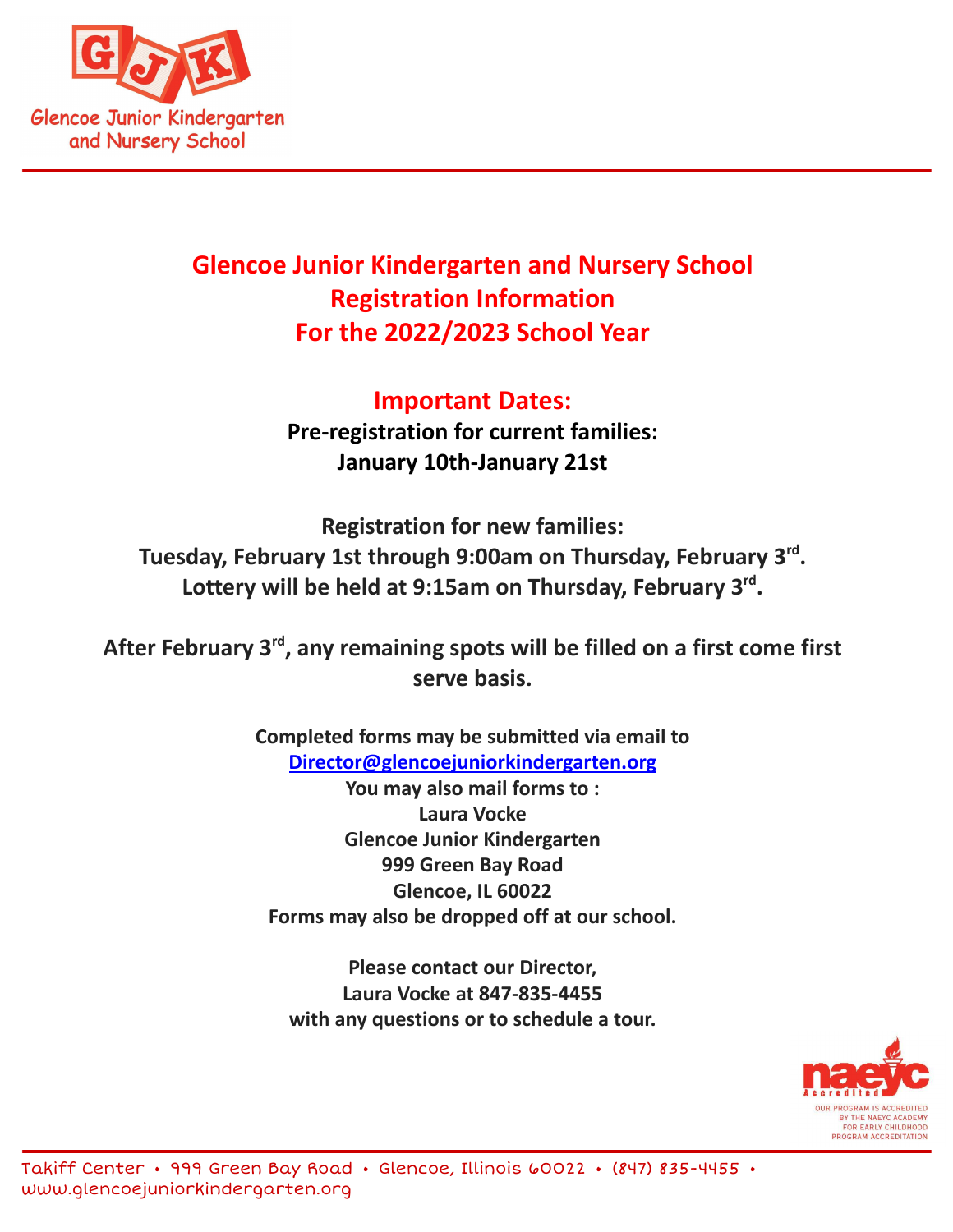Glencoe Junior Kindergarten and Nursery School

# Glencoe Junior Kindergarten and Nursery School Registration Information For the 2022/2023 School Year

## Important Dates:

**Pre-registration for current families:**
**January 10th-January 21st**

**Registration for new families:**
**Tuesday, February 1st through 9:00am on Thursday, February 3rd.**
**Lottery will be held at 9:15am on Thursday, February 3rd.**

**After February 3rd, any remaining spots will be filled on a first come first serve basis.**

**Completed forms may be submitted via email to**
**Director@glencoejuniorkindergarten.org**
**You may also mail forms to :**
**Laura Vocke**
**Glencoe Junior Kindergarten**
**999 Green Bay Road**
**Glencoe, IL 60022**
**Forms may also be dropped off at our school.**

**Please contact our Director,**
**Laura Vocke at 847-835-4455**
**with any questions or to schedule a tour.**

naeyc Accredited
OUR PROGRAM IS ACCREDITED BY THE NAEYC ACADEMY FOR EARLY CHILDHOOD PROGRAM ACCREDITATION

Takiff Center • 999 Green Bay Road • Glencoe, Illinois 60022 • (847) 835-4455 • www.glencoejuniorkindergarten.org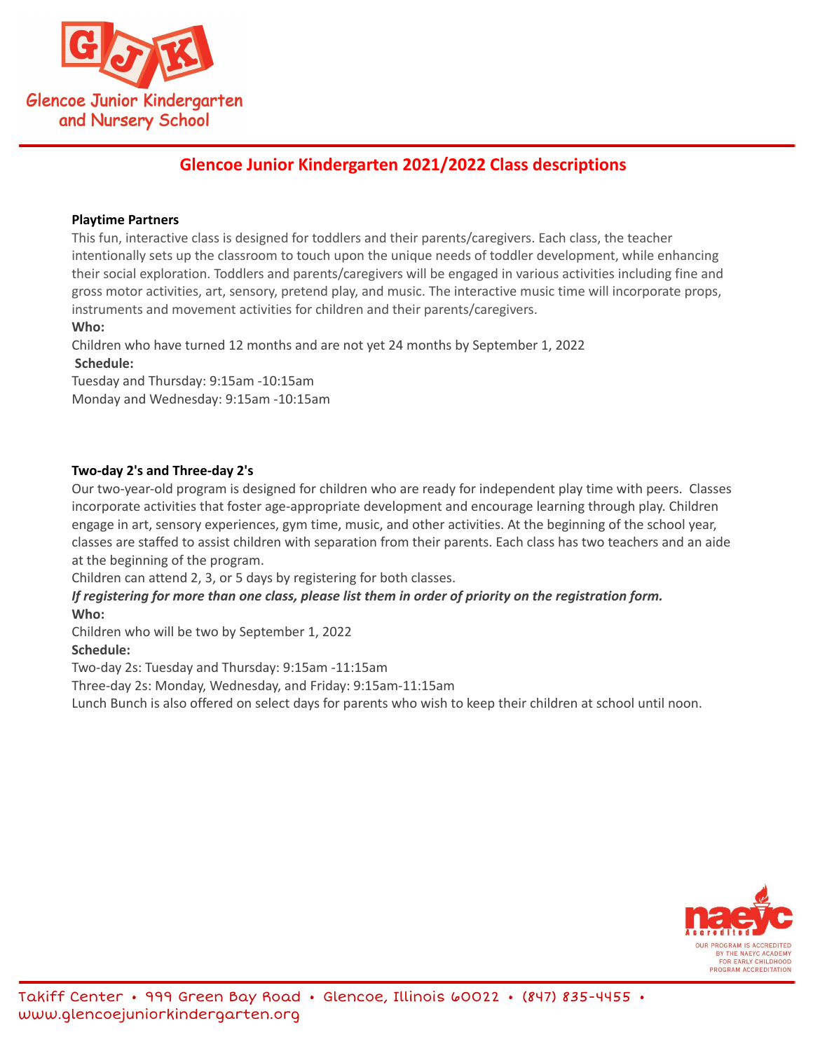Glencoe Junior Kindergarten and Nursery School

## Glencoe Junior Kindergarten 2021/2022 Class descriptions

**Playtime Partners**

This fun, interactive class is designed for toddlers and their parents/caregivers. Each class, the teacher intentionally sets up the classroom to touch upon the unique needs of toddler development, while enhancing their social exploration. Toddlers and parents/caregivers will be engaged in various activities including fine and gross motor activities, art, sensory, pretend play, and music. The interactive music time will incorporate props, instruments and movement activities for children and their parents/caregivers.

**Who:**

Children who have turned 12 months and are not yet 24 months by September 1, 2022

**Schedule:**

Tuesday and Thursday: 9:15am -10:15am

Monday and Wednesday: 9:15am -10:15am

**Two-day 2's and Three-day 2's**

Our two-year-old program is designed for children who are ready for independent play time with peers. Classes incorporate activities that foster age-appropriate development and encourage learning through play. Children engage in art, sensory experiences, gym time, music, and other activities. At the beginning of the school year, classes are staffed to assist children with separation from their parents. Each class has two teachers and an aide at the beginning of the program.

Children can attend 2, 3, or 5 days by registering for both classes.

***If registering for more than one class, please list them in order of priority on the registration form.***

**Who:**

Children who will be two by September 1, 2022

**Schedule:**

Two-day 2s: Tuesday and Thursday: 9:15am -11:15am

Three-day 2s: Monday, Wednesday, and Friday: 9:15am-11:15am

Lunch Bunch is also offered on select days for parents who wish to keep their children at school until noon.

OUR PROGRAM IS ACCREDITED BY THE NAEYC ACADEMY FOR EARLY CHILDHOOD PROGRAM ACCREDITATION

Takiff Center • 999 Green Bay Road • Glencoe, Illinois 60022 • (847) 835-4455 • www.glencoejuniorkindergarten.org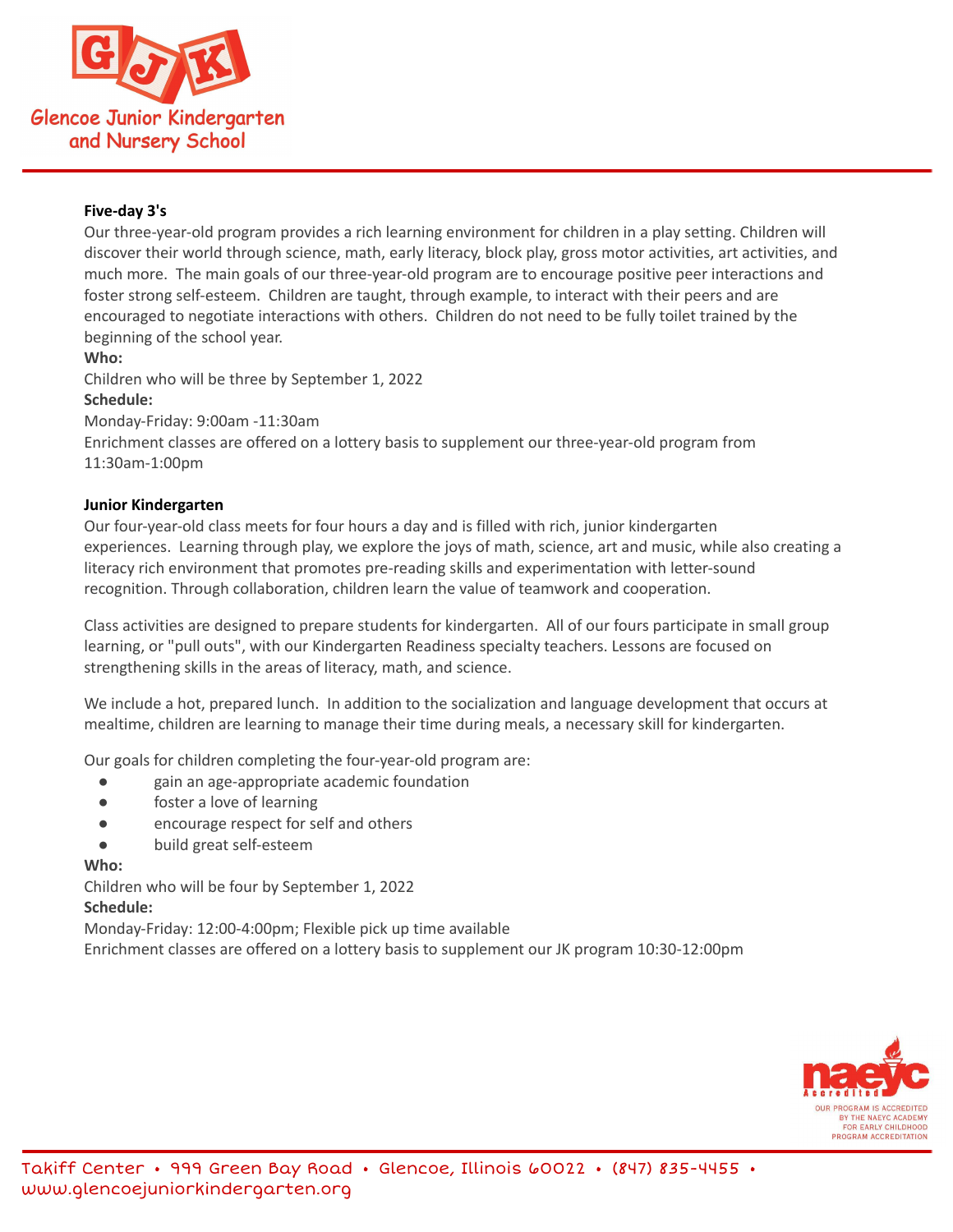### Five-day 3's

Our three-year-old program provides a rich learning environment for children in a play setting. Children will discover their world through science, math, early literacy, block play, gross motor activities, art activities, and much more. The main goals of our three-year-old program are to encourage positive peer interactions and foster strong self-esteem. Children are taught, through example, to interact with their peers and are encouraged to negotiate interactions with others. Children do not need to be fully toilet trained by the beginning of the school year.

**Who:**

Children who will be three by September 1, 2022

**Schedule:**

Monday-Friday: 9:00am -11:30am

Enrichment classes are offered on a lottery basis to supplement our three-year-old program from 11:30am-1:00pm

### Junior Kindergarten

Our four-year-old class meets for four hours a day and is filled with rich, junior kindergarten experiences. Learning through play, we explore the joys of math, science, art and music, while also creating a literacy rich environment that promotes pre-reading skills and experimentation with letter-sound recognition. Through collaboration, children learn the value of teamwork and cooperation.

Class activities are designed to prepare students for kindergarten. All of our fours participate in small group learning, or "pull outs", with our Kindergarten Readiness specialty teachers. Lessons are focused on strengthening skills in the areas of literacy, math, and science.

We include a hot, prepared lunch. In addition to the socialization and language development that occurs at mealtime, children are learning to manage their time during meals, a necessary skill for kindergarten.

Our goals for children completing the four-year-old program are:

- gain an age-appropriate academic foundation
- foster a love of learning
- encourage respect for self and others
- build great self-esteem

**Who:**

Children who will be four by September 1, 2022

**Schedule:**

Monday-Friday: 12:00-4:00pm; Flexible pick up time available

Enrichment classes are offered on a lottery basis to supplement our JK program 10:30-12:00pm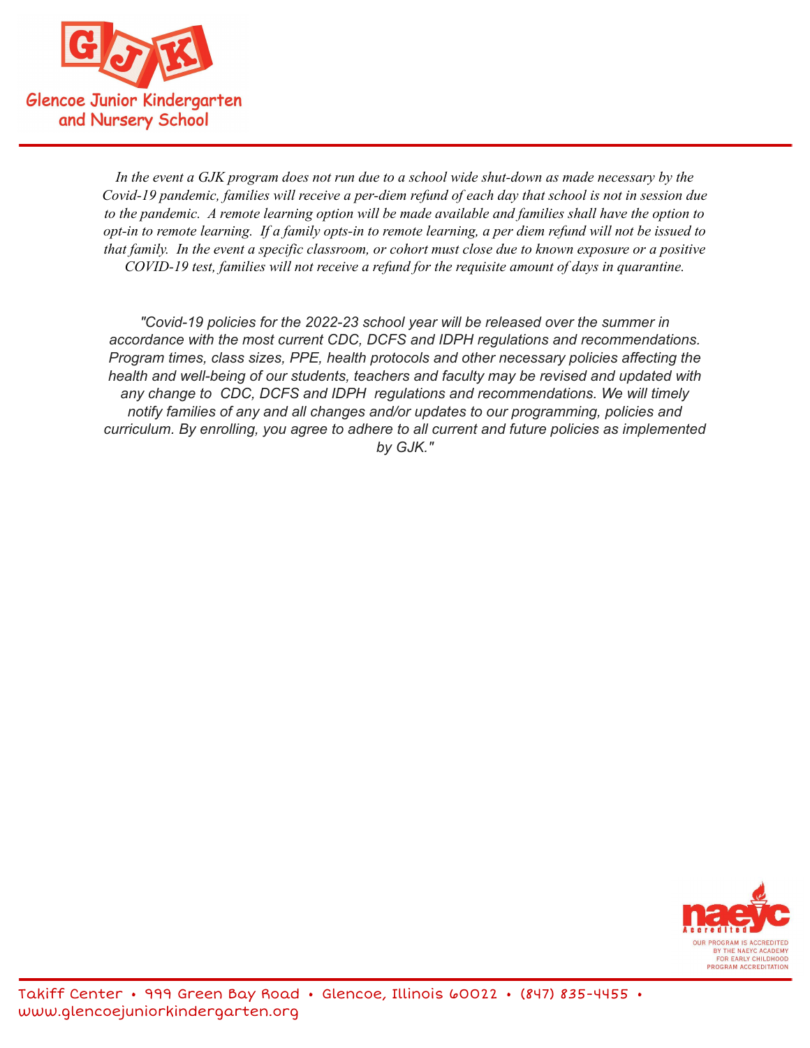*In the event a GJK program does not run due to a school wide shut-down as made necessary by the Covid-19 pandemic, families will receive a per-diem refund of each day that school is not in session due to the pandemic. A remote learning option will be made available and families shall have the option to opt-in to remote learning. If a family opts-in to remote learning, a per diem refund will not be issued to that family. In the event a specific classroom, or cohort must close due to known exposure or a positive COVID-19 test, families will not receive a refund for the requisite amount of days in quarantine.*

*"Covid-19 policies for the 2022-23 school year will be released over the summer in accordance with the most current CDC, DCFS and IDPH regulations and recommendations. Program times, class sizes, PPE, health protocols and other necessary policies affecting the health and well-being of our students, teachers and faculty may be revised and updated with any change to CDC, DCFS and IDPH regulations and recommendations. We will timely notify families of any and all changes and/or updates to our programming, policies and curriculum. By enrolling, you agree to adhere to all current and future policies as implemented by GJK."*